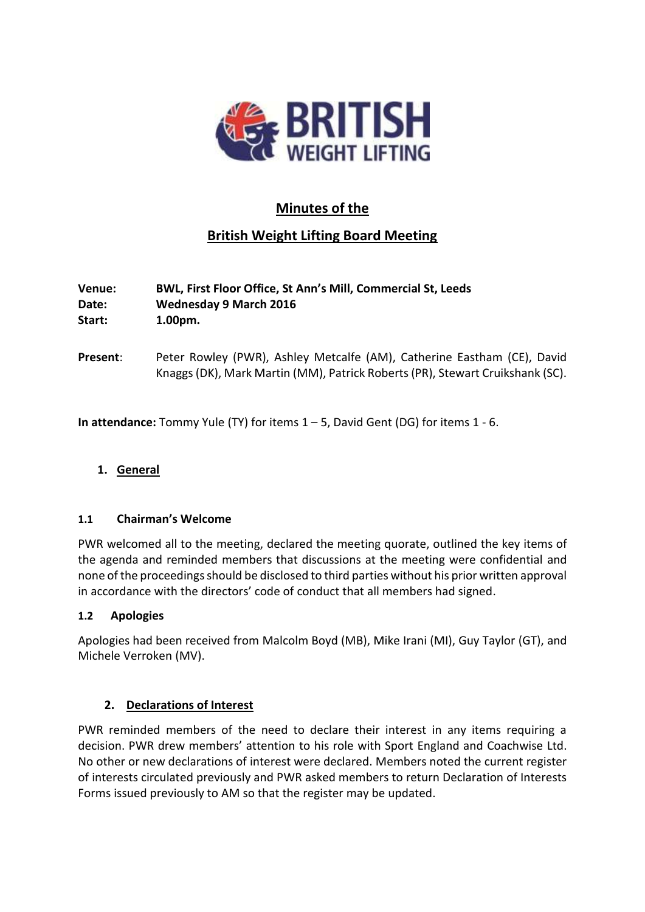# Minutes of the

# British Weight Lifting Board Meeting

**Venue:** **BWL, First Floor Office, St Ann's Mill, Commercial St, Leeds**
**Date:** **Wednesday 9 March 2016**
**Start:** **1.00pm.**

**Present**: Peter Rowley (PWR), Ashley Metcalfe (AM), Catherine Eastham (CE), David Knaggs (DK), Mark Martin (MM), Patrick Roberts (PR), Stewart Cruikshank (SC).

**In attendance:** Tommy Yule (TY) for items 1 – 5, David Gent (DG) for items 1 - 6.

## 1. General

### 1.1 Chairman's Welcome

PWR welcomed all to the meeting, declared the meeting quorate, outlined the key items of the agenda and reminded members that discussions at the meeting were confidential and none of the proceedings should be disclosed to third parties without his prior written approval in accordance with the directors' code of conduct that all members had signed.

### 1.2 Apologies

Apologies had been received from Malcolm Boyd (MB), Mike Irani (MI), Guy Taylor (GT), and Michele Verroken (MV).

## 2. Declarations of Interest

PWR reminded members of the need to declare their interest in any items requiring a decision. PWR drew members' attention to his role with Sport England and Coachwise Ltd. No other or new declarations of interest were declared. Members noted the current register of interests circulated previously and PWR asked members to return Declaration of Interests Forms issued previously to AM so that the register may be updated.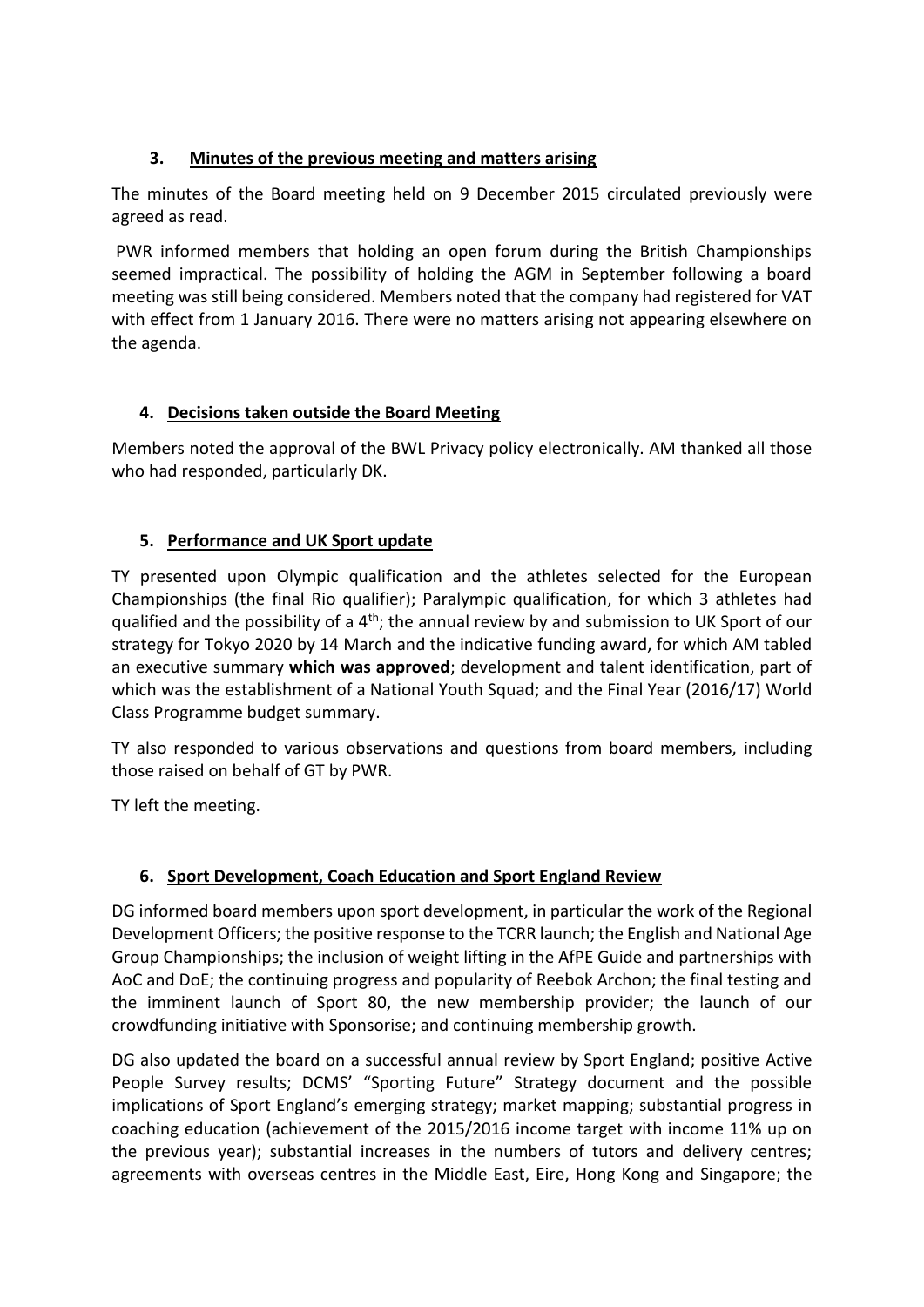## 3. Minutes of the previous meeting and matters arising

The minutes of the Board meeting held on 9 December 2015 circulated previously were agreed as read.

PWR informed members that holding an open forum during the British Championships seemed impractical. The possibility of holding the AGM in September following a board meeting was still being considered. Members noted that the company had registered for VAT with effect from 1 January 2016. There were no matters arising not appearing elsewhere on the agenda.

## 4. Decisions taken outside the Board Meeting

Members noted the approval of the BWL Privacy policy electronically. AM thanked all those who had responded, particularly DK.

## 5. Performance and UK Sport update

TY presented upon Olympic qualification and the athletes selected for the European Championships (the final Rio qualifier); Paralympic qualification, for which 3 athletes had qualified and the possibility of a 4th; the annual review by and submission to UK Sport of our strategy for Tokyo 2020 by 14 March and the indicative funding award, for which AM tabled an executive summary **which was approved**; development and talent identification, part of which was the establishment of a National Youth Squad; and the Final Year (2016/17) World Class Programme budget summary.

TY also responded to various observations and questions from board members, including those raised on behalf of GT by PWR.

TY left the meeting.

## 6. Sport Development, Coach Education and Sport England Review

DG informed board members upon sport development, in particular the work of the Regional Development Officers; the positive response to the TCRR launch; the English and National Age Group Championships; the inclusion of weight lifting in the AfPE Guide and partnerships with AoC and DoE; the continuing progress and popularity of Reebok Archon; the final testing and the imminent launch of Sport 80, the new membership provider; the launch of our crowdfunding initiative with Sponsorise; and continuing membership growth.

DG also updated the board on a successful annual review by Sport England; positive Active People Survey results; DCMS' "Sporting Future" Strategy document and the possible implications of Sport England's emerging strategy; market mapping; substantial progress in coaching education (achievement of the 2015/2016 income target with income 11% up on the previous year); substantial increases in the numbers of tutors and delivery centres; agreements with overseas centres in the Middle East, Eire, Hong Kong and Singapore; the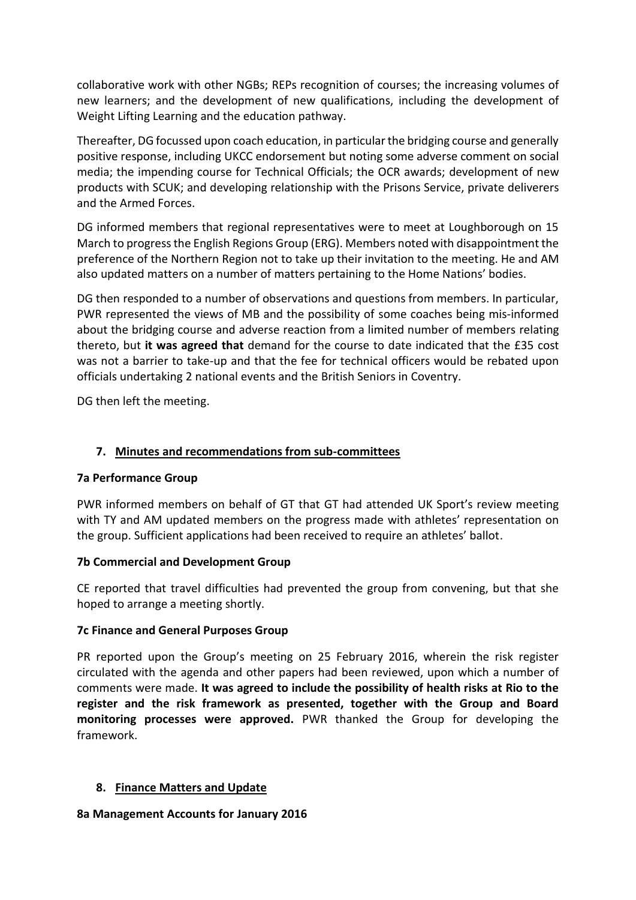collaborative work with other NGBs; REPs recognition of courses; the increasing volumes of new learners; and the development of new qualifications, including the development of Weight Lifting Learning and the education pathway.

Thereafter, DG focussed upon coach education, in particular the bridging course and generally positive response, including UKCC endorsement but noting some adverse comment on social media; the impending course for Technical Officials; the OCR awards; development of new products with SCUK; and developing relationship with the Prisons Service, private deliverers and the Armed Forces.

DG informed members that regional representatives were to meet at Loughborough on 15 March to progress the English Regions Group (ERG). Members noted with disappointment the preference of the Northern Region not to take up their invitation to the meeting. He and AM also updated matters on a number of matters pertaining to the Home Nations' bodies.

DG then responded to a number of observations and questions from members. In particular, PWR represented the views of MB and the possibility of some coaches being mis-informed about the bridging course and adverse reaction from a limited number of members relating thereto, but **it was agreed that** demand for the course to date indicated that the £35 cost was not a barrier to take-up and that the fee for technical officers would be rebated upon officials undertaking 2 national events and the British Seniors in Coventry.

DG then left the meeting.

## 7. Minutes and recommendations from sub-committees

### 7a Performance Group

PWR informed members on behalf of GT that GT had attended UK Sport's review meeting with TY and AM updated members on the progress made with athletes' representation on the group. Sufficient applications had been received to require an athletes' ballot.

### 7b Commercial and Development Group

CE reported that travel difficulties had prevented the group from convening, but that she hoped to arrange a meeting shortly.

### 7c Finance and General Purposes Group

PR reported upon the Group's meeting on 25 February 2016, wherein the risk register circulated with the agenda and other papers had been reviewed, upon which a number of comments were made. **It was agreed to include the possibility of health risks at Rio to the register and the risk framework as presented, together with the Group and Board monitoring processes were approved.** PWR thanked the Group for developing the framework.

## 8. Finance Matters and Update

### 8a Management Accounts for January 2016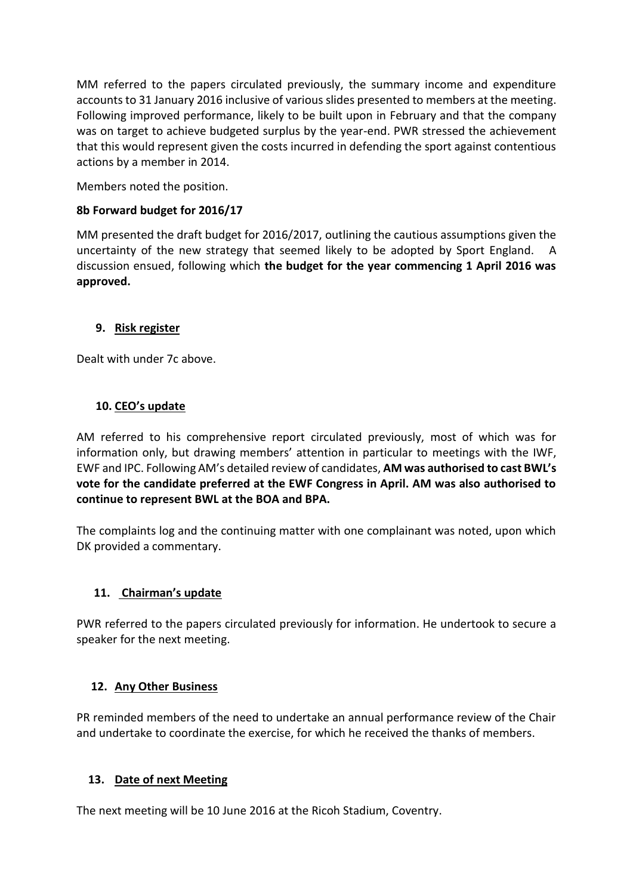MM referred to the papers circulated previously, the summary income and expenditure accounts to 31 January 2016 inclusive of various slides presented to members at the meeting. Following improved performance, likely to be built upon in February and that the company was on target to achieve budgeted surplus by the year-end. PWR stressed the achievement that this would represent given the costs incurred in defending the sport against contentious actions by a member in 2014.

Members noted the position.

**8b Forward budget for 2016/17**

MM presented the draft budget for 2016/2017, outlining the cautious assumptions given the uncertainty of the new strategy that seemed likely to be adopted by Sport England. A discussion ensued, following which **the budget for the year commencing 1 April 2016 was approved.**

## 9. Risk register

Dealt with under 7c above.

## 10. CEO's update

AM referred to his comprehensive report circulated previously, most of which was for information only, but drawing members' attention in particular to meetings with the IWF, EWF and IPC. Following AM's detailed review of candidates, **AM was authorised to cast BWL's vote for the candidate preferred at the EWF Congress in April. AM was also authorised to continue to represent BWL at the BOA and BPA.**

The complaints log and the continuing matter with one complainant was noted, upon which DK provided a commentary.

## 11. Chairman's update

PWR referred to the papers circulated previously for information. He undertook to secure a speaker for the next meeting.

## 12. Any Other Business

PR reminded members of the need to undertake an annual performance review of the Chair and undertake to coordinate the exercise, for which he received the thanks of members.

## 13. Date of next Meeting

The next meeting will be 10 June 2016 at the Ricoh Stadium, Coventry.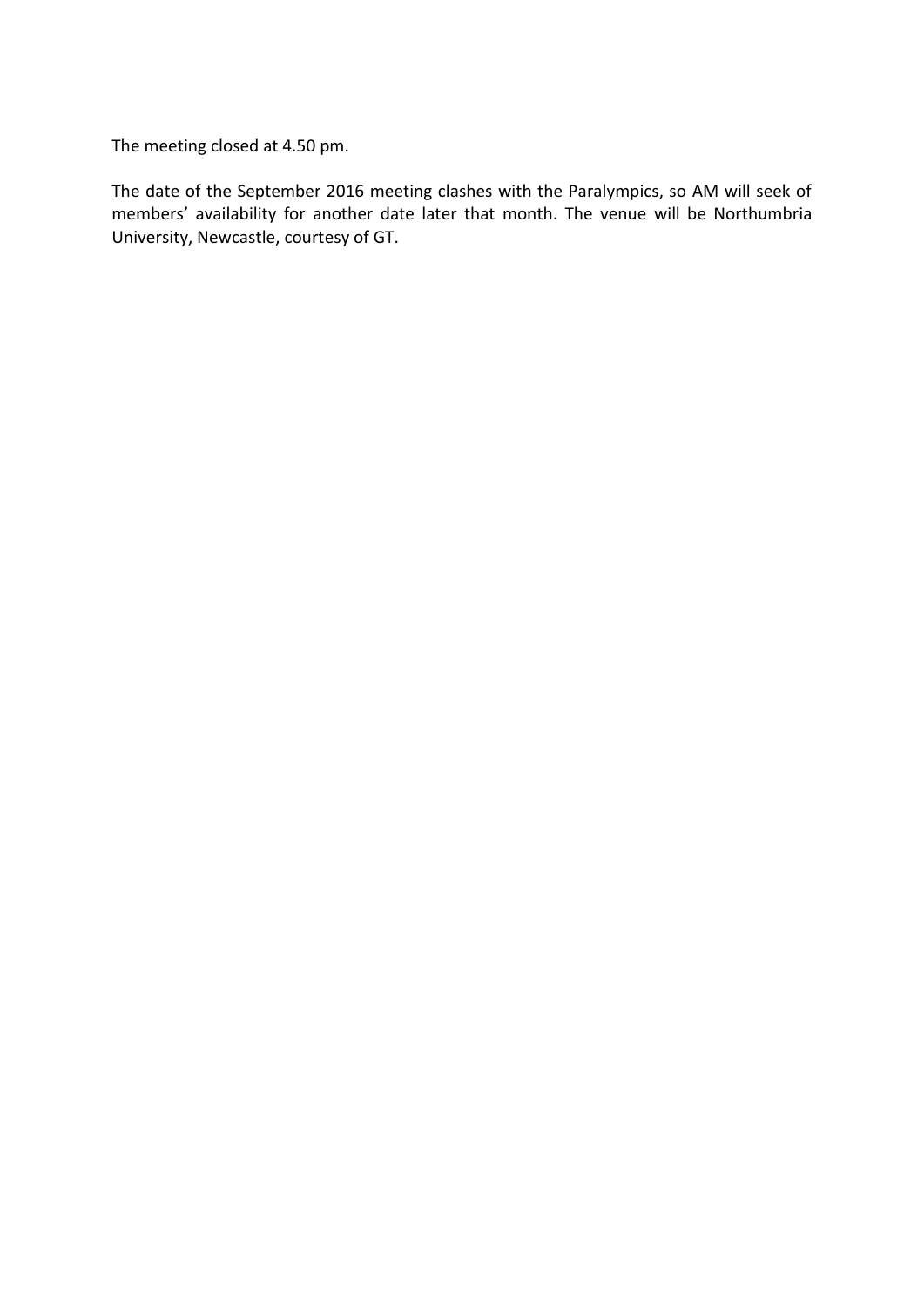The meeting closed at 4.50 pm.

The date of the September 2016 meeting clashes with the Paralympics, so AM will seek of members' availability for another date later that month. The venue will be Northumbria University, Newcastle, courtesy of GT.